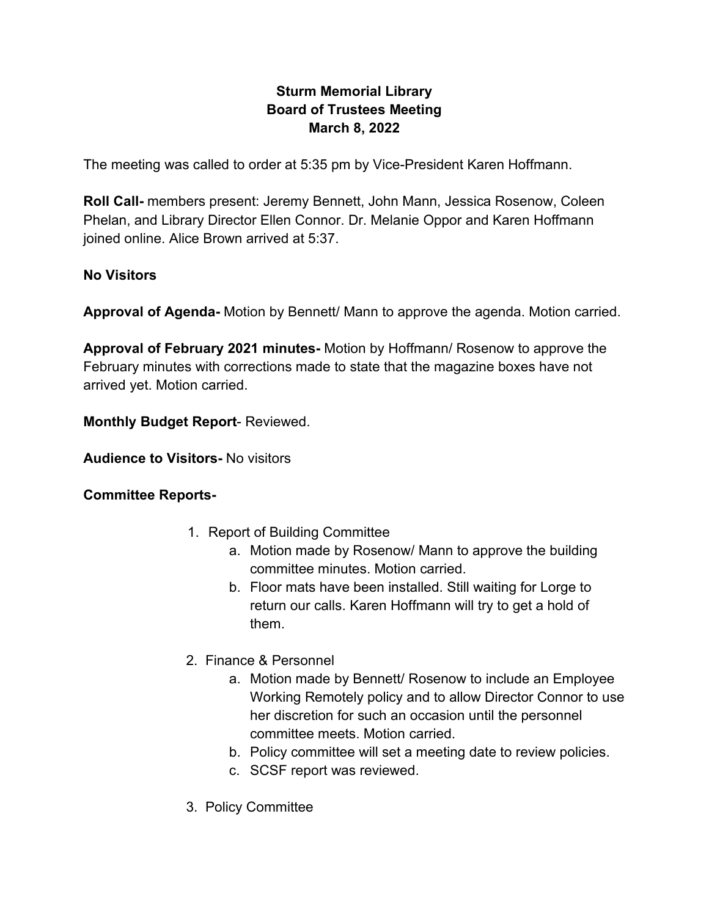**Sturm Memorial Library**
**Board of Trustees Meeting**
**March 8, 2022**

The meeting was called to order at 5:35 pm by Vice-President Karen Hoffmann.

**Roll Call-** members present: Jeremy Bennett, John Mann, Jessica Rosenow, Coleen Phelan, and Library Director Ellen Connor. Dr. Melanie Oppor and Karen Hoffmann joined online. Alice Brown arrived at 5:37.

**No Visitors**

**Approval of Agenda-** Motion by Bennett/ Mann to approve the agenda. Motion carried.

**Approval of February 2021 minutes-** Motion by Hoffmann/ Rosenow to approve the February minutes with corrections made to state that the magazine boxes have not arrived yet. Motion carried.

**Monthly Budget Report**- Reviewed.

**Audience to Visitors-** No visitors

**Committee Reports-**

1. Report of Building Committee
   a. Motion made by Rosenow/ Mann to approve the building committee minutes. Motion carried.
   b. Floor mats have been installed. Still waiting for Lorge to return our calls. Karen Hoffmann will try to get a hold of them.
2. Finance & Personnel
   a. Motion made by Bennett/ Rosenow to include an Employee Working Remotely policy and to allow Director Connor to use her discretion for such an occasion until the personnel committee meets. Motion carried.
   b. Policy committee will set a meeting date to review policies.
   c. SCSF report was reviewed.
3. Policy Committee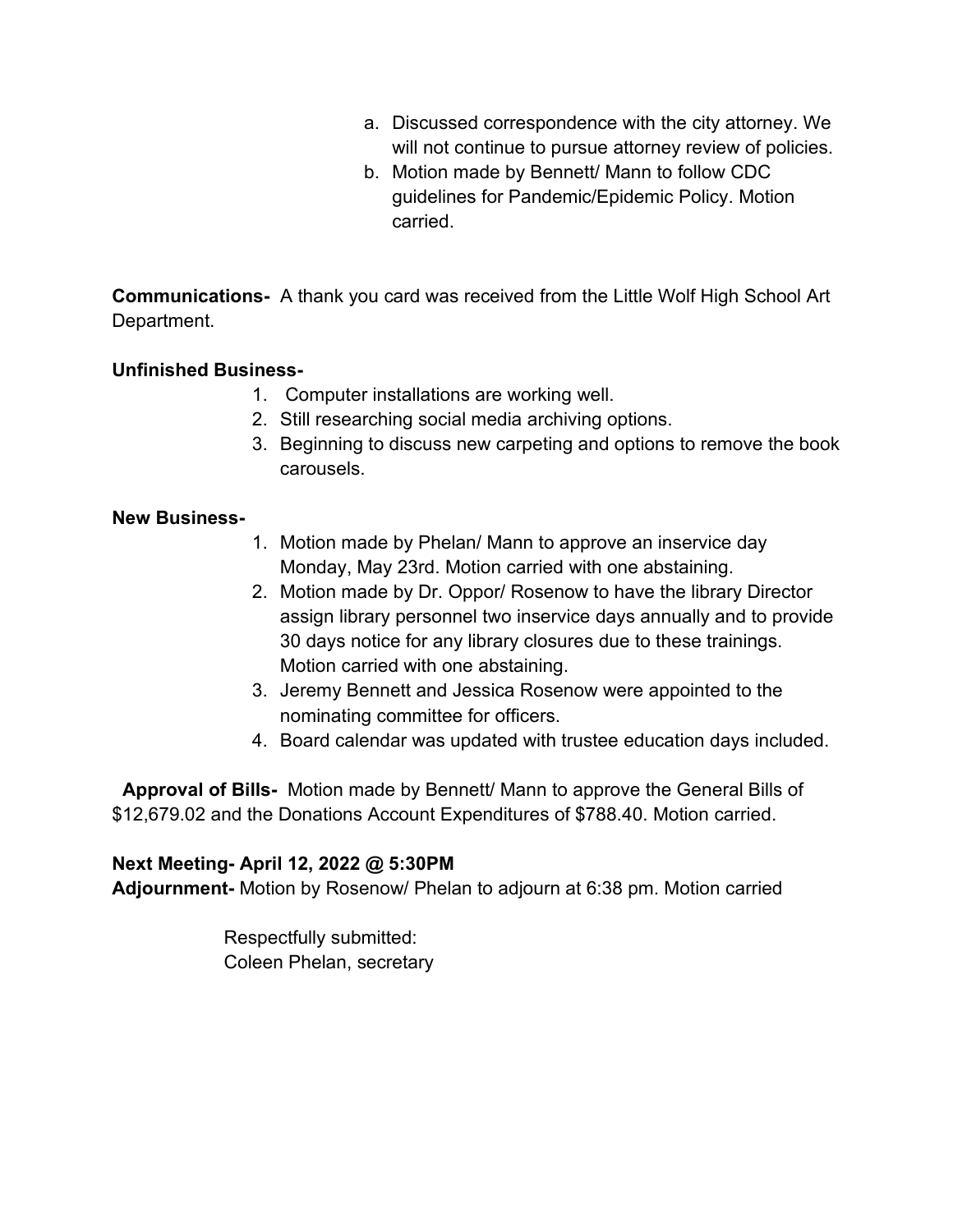a. Discussed correspondence with the city attorney. We will not continue to pursue attorney review of policies.
b. Motion made by Bennett/ Mann to follow CDC guidelines for Pandemic/Epidemic Policy. Motion carried.

**Communications-** A thank you card was received from the Little Wolf High School Art Department.

**Unfinished Business-**

1. Computer installations are working well.
2. Still researching social media archiving options.
3. Beginning to discuss new carpeting and options to remove the book carousels.

**New Business-**

1. Motion made by Phelan/ Mann to approve an inservice day Monday, May 23rd. Motion carried with one abstaining.
2. Motion made by Dr. Oppor/ Rosenow to have the library Director assign library personnel two inservice days annually and to provide 30 days notice for any library closures due to these trainings. Motion carried with one abstaining.
3. Jeremy Bennett and Jessica Rosenow were appointed to the nominating committee for officers.
4. Board calendar was updated with trustee education days included.

**Approval of Bills-** Motion made by Bennett/ Mann to approve the General Bills of $12,679.02 and the Donations Account Expenditures of $788.40. Motion carried.

**Next Meeting- April 12, 2022 @ 5:30PM**

**Adjournment-** Motion by Rosenow/ Phelan to adjourn at 6:38 pm. Motion carried

Respectfully submitted:
Coleen Phelan, secretary